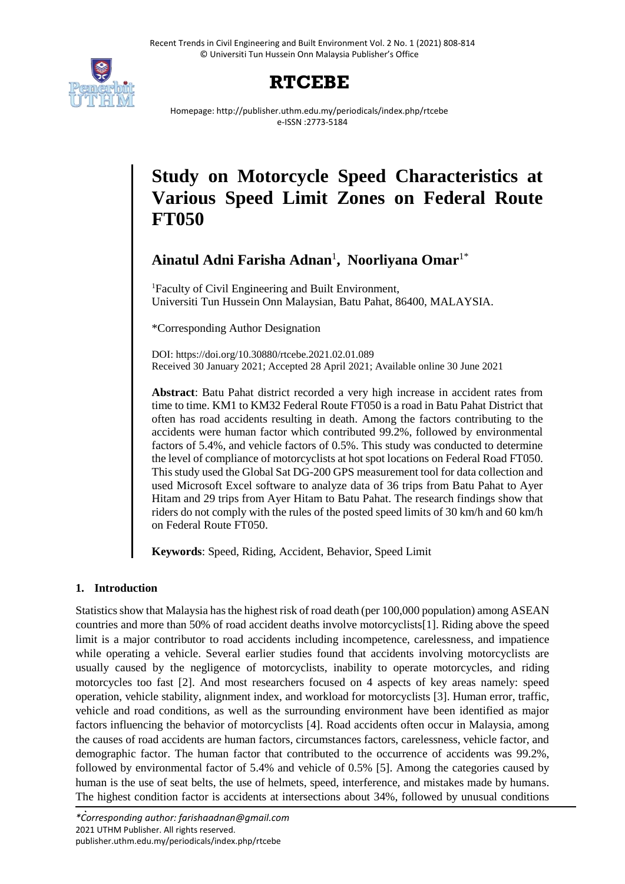# Study on Motorcycle Speed Characteristics at Various Speed Limit Zones on Federal Route FT050

**Ainatul Adni Farisha Adnan**[1], **Noorliyana Omar**[1*]

[1]Faculty of Civil Engineering and Built Environment, Universiti Tun Hussein Onn Malaysian, Batu Pahat, 86400, MALAYSIA.

*Corresponding Author Designation

DOI: https://doi.org/10.30880/rtcebe.2021.02.01.089
Received 30 January 2021; Accepted 28 April 2021; Available online 30 June 2021

**Abstract**: Batu Pahat district recorded a very high increase in accident rates from time to time. KM1 to KM32 Federal Route FT050 is a road in Batu Pahat District that often has road accidents resulting in death. Among the factors contributing to the accidents were human factor which contributed 99.2%, followed by environmental factors of 5.4%, and vehicle factors of 0.5%. This study was conducted to determine the level of compliance of motorcyclists at hot spot locations on Federal Road FT050. This study used the Global Sat DG-200 GPS measurement tool for data collection and used Microsoft Excel software to analyze data of 36 trips from Batu Pahat to Ayer Hitam and 29 trips from Ayer Hitam to Batu Pahat. The research findings show that riders do not comply with the rules of the posted speed limits of 30 km/h and 60 km/h on Federal Route FT050.

**Keywords**: Speed, Riding, Accident, Behavior, Speed Limit

## 1. Introduction

Statistics show that Malaysia has the highest risk of road death (per 100,000 population) among ASEAN countries and more than 50% of road accident deaths involve motorcyclists[1]. Riding above the speed limit is a major contributor to road accidents including incompetence, carelessness, and impatience while operating a vehicle. Several earlier studies found that accidents involving motorcyclists are usually caused by the negligence of motorcyclists, inability to operate motorcycles, and riding motorcycles too fast [2]. And most researchers focused on 4 aspects of key areas namely: speed operation, vehicle stability, alignment index, and workload for motorcyclists [3]. Human error, traffic, vehicle and road conditions, as well as the surrounding environment have been identified as major factors influencing the behavior of motorcyclists [4]. Road accidents often occur in Malaysia, among the causes of road accidents are human factors, circumstances factors, carelessness, vehicle factor, and demographic factor. The human factor that contributed to the occurrence of accidents was 99.2%, followed by environmental factor of 5.4% and vehicle of 0.5% [5]. Among the categories caused by human is the use of seat belts, the use of helmets, speed, interference, and mistakes made by humans. The highest condition factor is accidents at intersections about 34%, followed by unusual conditions

*Corresponding author: farishaadnan@gmail.com
2021 UTHM Publisher. All rights reserved.
publisher.uthm.edu.my/periodicals/index.php/rtcebe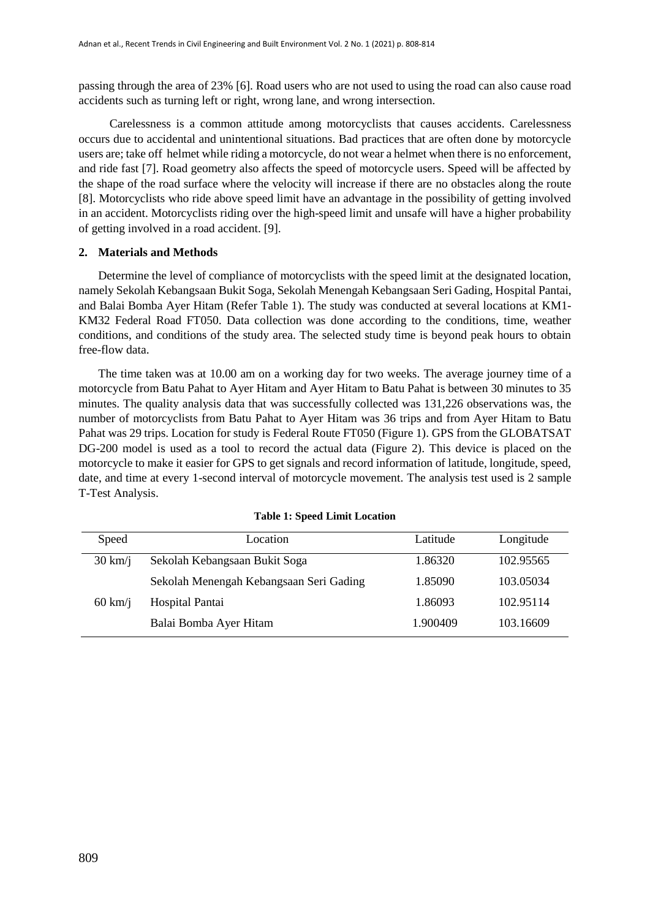passing through the area of 23% [6]. Road users who are not used to using the road can also cause road accidents such as turning left or right, wrong lane, and wrong intersection.

Carelessness is a common attitude among motorcyclists that causes accidents. Carelessness occurs due to accidental and unintentional situations. Bad practices that are often done by motorcycle users are; take off helmet while riding a motorcycle, do not wear a helmet when there is no enforcement, and ride fast [7]. Road geometry also affects the speed of motorcycle users. Speed will be affected by the shape of the road surface where the velocity will increase if there are no obstacles along the route [8]. Motorcyclists who ride above speed limit have an advantage in the possibility of getting involved in an accident. Motorcyclists riding over the high-speed limit and unsafe will have a higher probability of getting involved in a road accident. [9].

## 2. Materials and Methods

Determine the level of compliance of motorcyclists with the speed limit at the designated location, namely Sekolah Kebangsaan Bukit Soga, Sekolah Menengah Kebangsaan Seri Gading, Hospital Pantai, and Balai Bomba Ayer Hitam (Refer Table 1). The study was conducted at several locations at KM1-KM32 Federal Road FT050. Data collection was done according to the conditions, time, weather conditions, and conditions of the study area. The selected study time is beyond peak hours to obtain free-flow data.

The time taken was at 10.00 am on a working day for two weeks. The average journey time of a motorcycle from Batu Pahat to Ayer Hitam and Ayer Hitam to Batu Pahat is between 30 minutes to 35 minutes. The quality analysis data that was successfully collected was 131,226 observations was, the number of motorcyclists from Batu Pahat to Ayer Hitam was 36 trips and from Ayer Hitam to Batu Pahat was 29 trips. Location for study is Federal Route FT050 (Figure 1). GPS from the GLOBATSAT DG-200 model is used as a tool to record the actual data (Figure 2). This device is placed on the motorcycle to make it easier for GPS to get signals and record information of latitude, longitude, speed, date, and time at every 1-second interval of motorcycle movement. The analysis test used is 2 sample T-Test Analysis.

**Table 1: Speed Limit Location**

| Speed | Location | Latitude | Longitude |
|---|---|---|---|
| 30 km/j | Sekolah Kebangsaan Bukit Soga | 1.86320 | 102.95565 |
| | Sekolah Menengah Kebangsaan Seri Gading | 1.85090 | 103.05034 |
| 60 km/j | Hospital Pantai | 1.86093 | 102.95114 |
| | Balai Bomba Ayer Hitam | 1.900409 | 103.16609 |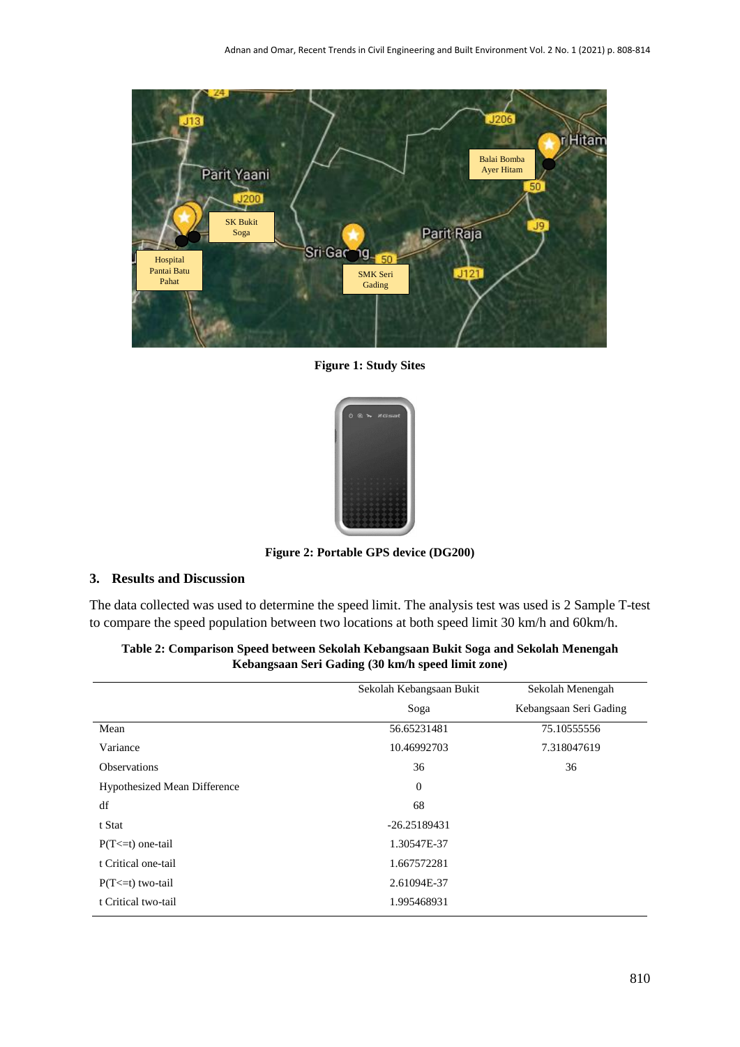Figure 1: Study Sites

Figure 2: Portable GPS device (DG200)

## 3. Results and Discussion

The data collected was used to determine the speed limit. The analysis test was used is 2 Sample T-test to compare the speed population between two locations at both speed limit 30 km/h and 60km/h.

**Table 2: Comparison Speed between Sekolah Kebangsaan Bukit Soga and Sekolah Menengah Kebangsaan Seri Gading (30 km/h speed limit zone)**

| | Sekolah Kebangsaan Bukit Soga | Sekolah Menengah Kebangsaan Seri Gading |
|---|---|---|
| Mean | 56.65231481 | 75.10555556 |
| Variance | 10.46992703 | 7.318047619 |
| Observations | 36 | 36 |
| Hypothesized Mean Difference | 0 | |
| df | 68 | |
| t Stat | -26.25189431 | |
| P(T<=t) one-tail | 1.30547E-37 | |
| t Critical one-tail | 1.667572281 | |
| P(T<=t) two-tail | 2.61094E-37 | |
| t Critical two-tail | 1.995468931 | |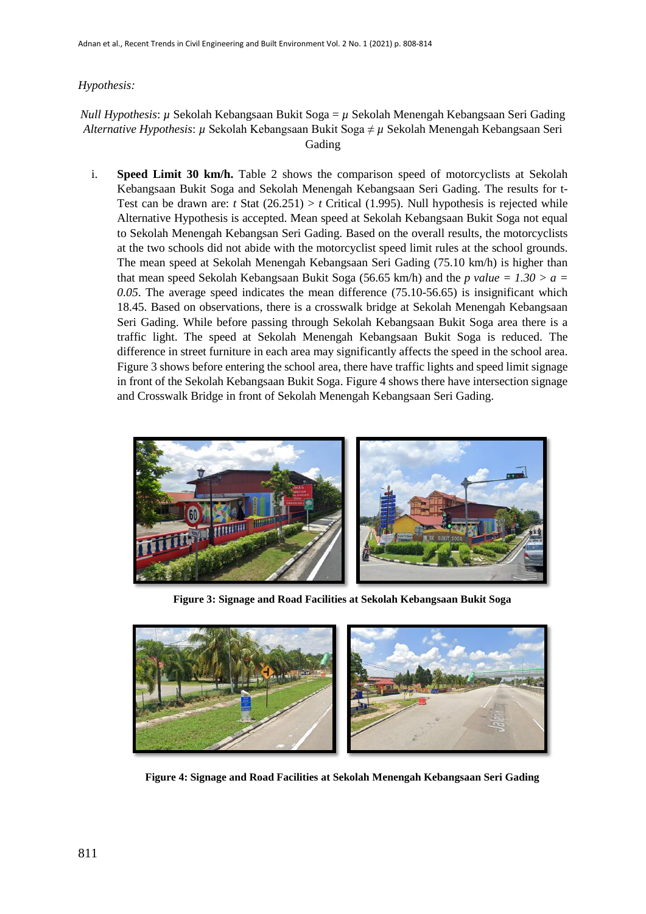*Hypothesis:*

*Null Hypothesis*: $\mu$ Sekolah Kebangsaan Bukit Soga = $\mu$ Sekolah Menengah Kebangsaan Seri Gading
*Alternative Hypothesis*: $\mu$ Sekolah Kebangsaan Bukit Soga ≠ $\mu$ Sekolah Menengah Kebangsaan Seri Gading

i. **Speed Limit 30 km/h.** Table 2 shows the comparison speed of motorcyclists at Sekolah Kebangsaan Bukit Soga and Sekolah Menengah Kebangsaan Seri Gading. The results for t-Test can be drawn are: *t* Stat (26.251) > *t* Critical (1.995). Null hypothesis is rejected while Alternative Hypothesis is accepted. Mean speed at Sekolah Kebangsaan Bukit Soga not equal to Sekolah Menengah Kebangsan Seri Gading. Based on the overall results, the motorcyclists at the two schools did not abide with the motorcyclist speed limit rules at the school grounds. The mean speed at Sekolah Menengah Kebangsaan Seri Gading (75.10 km/h) is higher than that mean speed Sekolah Kebangsaan Bukit Soga (56.65 km/h) and the *p value = 1.30 > a = 0.05*. The average speed indicates the mean difference (75.10-56.65) is insignificant which 18.45. Based on observations, there is a crosswalk bridge at Sekolah Menengah Kebangsaan Seri Gading. While before passing through Sekolah Kebangsaan Bukit Soga area there is a traffic light. The speed at Sekolah Menengah Kebangsaan Bukit Soga is reduced. The difference in street furniture in each area may significantly affects the speed in the school area. Figure 3 shows before entering the school area, there have traffic lights and speed limit signage in front of the Sekolah Kebangsaan Bukit Soga. Figure 4 shows there have intersection signage and Crosswalk Bridge in front of Sekolah Menengah Kebangsaan Seri Gading.

**Figure 3: Signage and Road Facilities at Sekolah Kebangsaan Bukit Soga**

**Figure 4: Signage and Road Facilities at Sekolah Menengah Kebangsaan Seri Gading**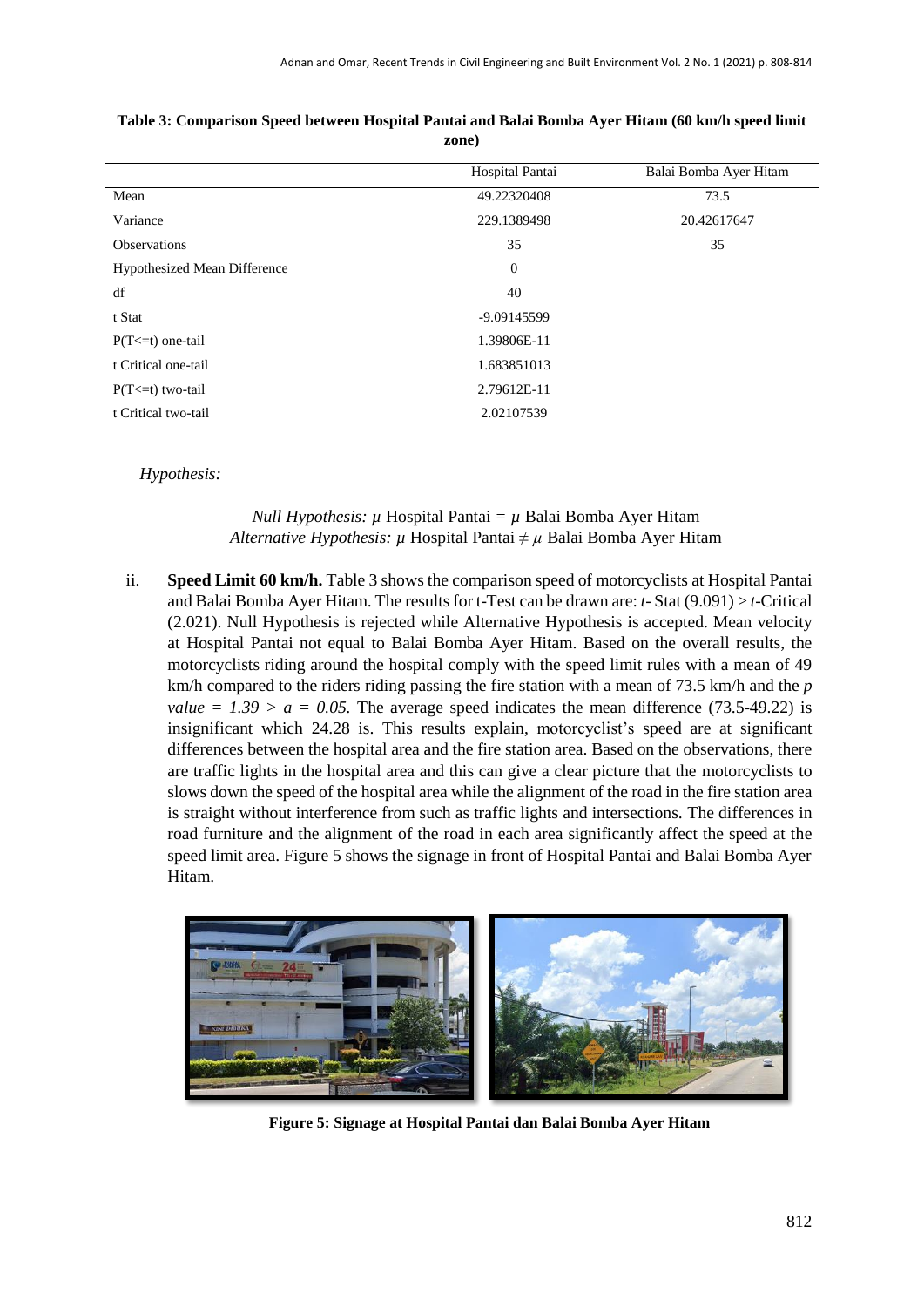**Table 3: Comparison Speed between Hospital Pantai and Balai Bomba Ayer Hitam (60 km/h speed limit zone)**

| | Hospital Pantai | Balai Bomba Ayer Hitam |
|---|---|---|
| Mean | 49.22320408 | 73.5 |
| Variance | 229.1389498 | 20.42617647 |
| Observations | 35 | 35 |
| Hypothesized Mean Difference | 0 | |
| df | 40 | |
| t Stat | -9.09145599 | |
| P(T<=t) one-tail | 1.39806E-11 | |
| t Critical one-tail | 1.683851013 | |
| P(T<=t) two-tail | 2.79612E-11 | |
| t Critical two-tail | 2.02107539 | |

*Hypothesis:*

*Null Hypothesis:* $\mu$ Hospital Pantai = $\mu$ Balai Bomba Ayer Hitam
*Alternative Hypothesis:* $\mu$ Hospital Pantai $\neq$ $\mu$ Balai Bomba Ayer Hitam

ii. **Speed Limit 60 km/h.** Table 3 shows the comparison speed of motorcyclists at Hospital Pantai and Balai Bomba Ayer Hitam. The results for t-Test can be drawn are: *t*- Stat (9.091) > *t*-Critical (2.021). Null Hypothesis is rejected while Alternative Hypothesis is accepted. Mean velocity at Hospital Pantai not equal to Balai Bomba Ayer Hitam. Based on the overall results, the motorcyclists riding around the hospital comply with the speed limit rules with a mean of 49 km/h compared to the riders riding passing the fire station with a mean of 73.5 km/h and the *p value* = *1.39* > *a* = *0.05.* The average speed indicates the mean difference (73.5-49.22) is insignificant which 24.28 is. This results explain, motorcyclist's speed are at significant differences between the hospital area and the fire station area. Based on the observations, there are traffic lights in the hospital area and this can give a clear picture that the motorcyclists to slows down the speed of the hospital area while the alignment of the road in the fire station area is straight without interference from such as traffic lights and intersections. The differences in road furniture and the alignment of the road in each area significantly affect the speed at the speed limit area. Figure 5 shows the signage in front of Hospital Pantai and Balai Bomba Ayer Hitam.

**Figure 5: Signage at Hospital Pantai dan Balai Bomba Ayer Hitam**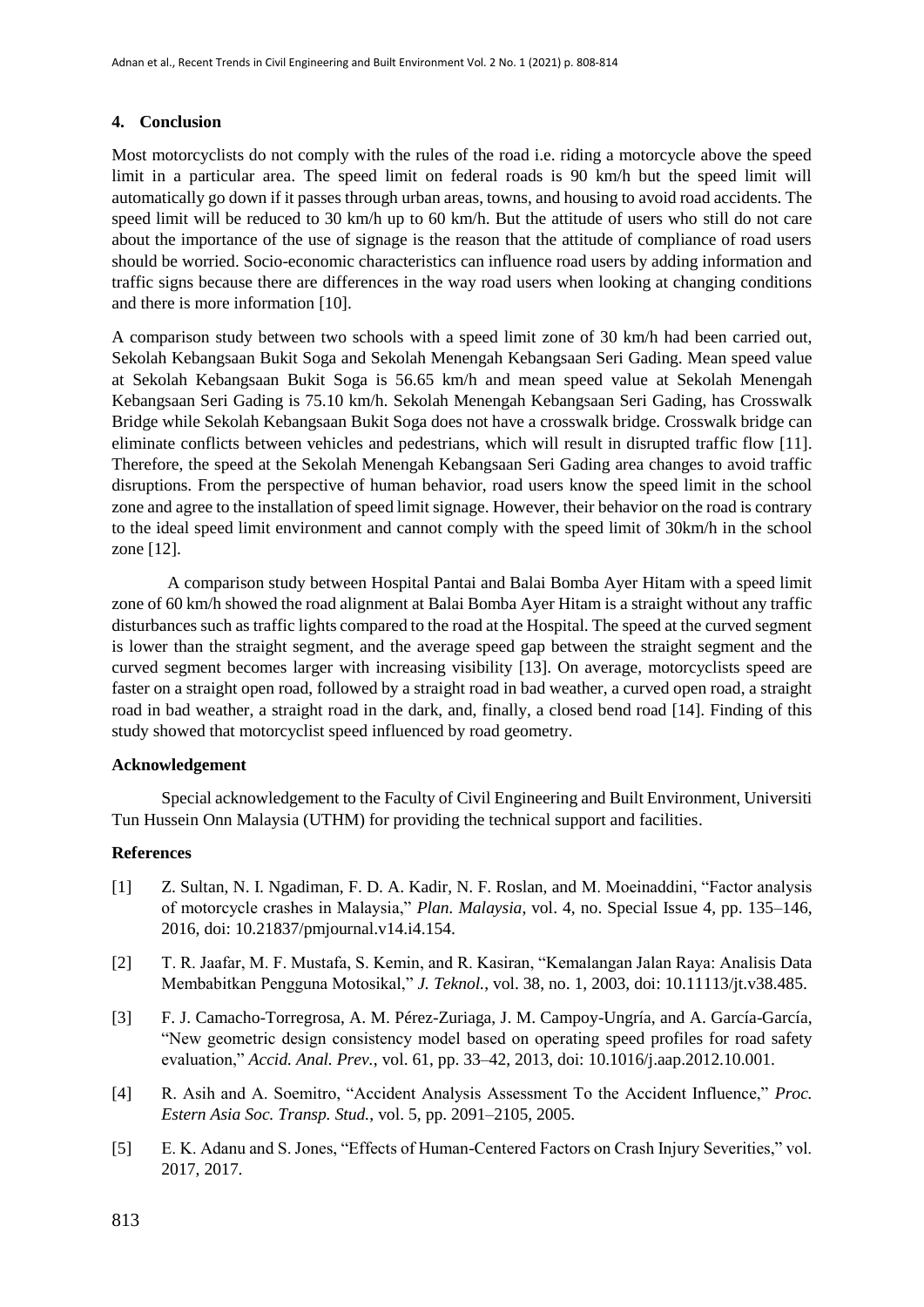## 4. Conclusion

Most motorcyclists do not comply with the rules of the road i.e. riding a motorcycle above the speed limit in a particular area. The speed limit on federal roads is 90 km/h but the speed limit will automatically go down if it passes through urban areas, towns, and housing to avoid road accidents. The speed limit will be reduced to 30 km/h up to 60 km/h. But the attitude of users who still do not care about the importance of the use of signage is the reason that the attitude of compliance of road users should be worried. Socio-economic characteristics can influence road users by adding information and traffic signs because there are differences in the way road users when looking at changing conditions and there is more information [10].

A comparison study between two schools with a speed limit zone of 30 km/h had been carried out, Sekolah Kebangsaan Bukit Soga and Sekolah Menengah Kebangsaan Seri Gading. Mean speed value at Sekolah Kebangsaan Bukit Soga is 56.65 km/h and mean speed value at Sekolah Menengah Kebangsaan Seri Gading is 75.10 km/h. Sekolah Menengah Kebangsaan Seri Gading, has Crosswalk Bridge while Sekolah Kebangsaan Bukit Soga does not have a crosswalk bridge. Crosswalk bridge can eliminate conflicts between vehicles and pedestrians, which will result in disrupted traffic flow [11]. Therefore, the speed at the Sekolah Menengah Kebangsaan Seri Gading area changes to avoid traffic disruptions. From the perspective of human behavior, road users know the speed limit in the school zone and agree to the installation of speed limit signage. However, their behavior on the road is contrary to the ideal speed limit environment and cannot comply with the speed limit of 30km/h in the school zone [12].

A comparison study between Hospital Pantai and Balai Bomba Ayer Hitam with a speed limit zone of 60 km/h showed the road alignment at Balai Bomba Ayer Hitam is a straight without any traffic disturbances such as traffic lights compared to the road at the Hospital. The speed at the curved segment is lower than the straight segment, and the average speed gap between the straight segment and the curved segment becomes larger with increasing visibility [13]. On average, motorcyclists speed are faster on a straight open road, followed by a straight road in bad weather, a curved open road, a straight road in bad weather, a straight road in the dark, and, finally, a closed bend road [14]. Finding of this study showed that motorcyclist speed influenced by road geometry.

### Acknowledgement

Special acknowledgement to the Faculty of Civil Engineering and Built Environment, Universiti Tun Hussein Onn Malaysia (UTHM) for providing the technical support and facilities.

### References

[1] Z. Sultan, N. I. Ngadiman, F. D. A. Kadir, N. F. Roslan, and M. Moeinaddini, "Factor analysis of motorcycle crashes in Malaysia," *Plan. Malaysia*, vol. 4, no. Special Issue 4, pp. 135–146, 2016, doi: 10.21837/pmjournal.v14.i4.154.

[2] T. R. Jaafar, M. F. Mustafa, S. Kemin, and R. Kasiran, "Kemalangan Jalan Raya: Analisis Data Membabitkan Pengguna Motosikal," *J. Teknol.*, vol. 38, no. 1, 2003, doi: 10.11113/jt.v38.485.

[3] F. J. Camacho-Torregrosa, A. M. Pérez-Zuriaga, J. M. Campoy-Ungría, and A. García-García, "New geometric design consistency model based on operating speed profiles for road safety evaluation," *Accid. Anal. Prev.*, vol. 61, pp. 33–42, 2013, doi: 10.1016/j.aap.2012.10.001.

[4] R. Asih and A. Soemitro, "Accident Analysis Assessment To the Accident Influence," *Proc. Estern Asia Soc. Transp. Stud.*, vol. 5, pp. 2091–2105, 2005.

[5] E. K. Adanu and S. Jones, "Effects of Human-Centered Factors on Crash Injury Severities," vol. 2017, 2017.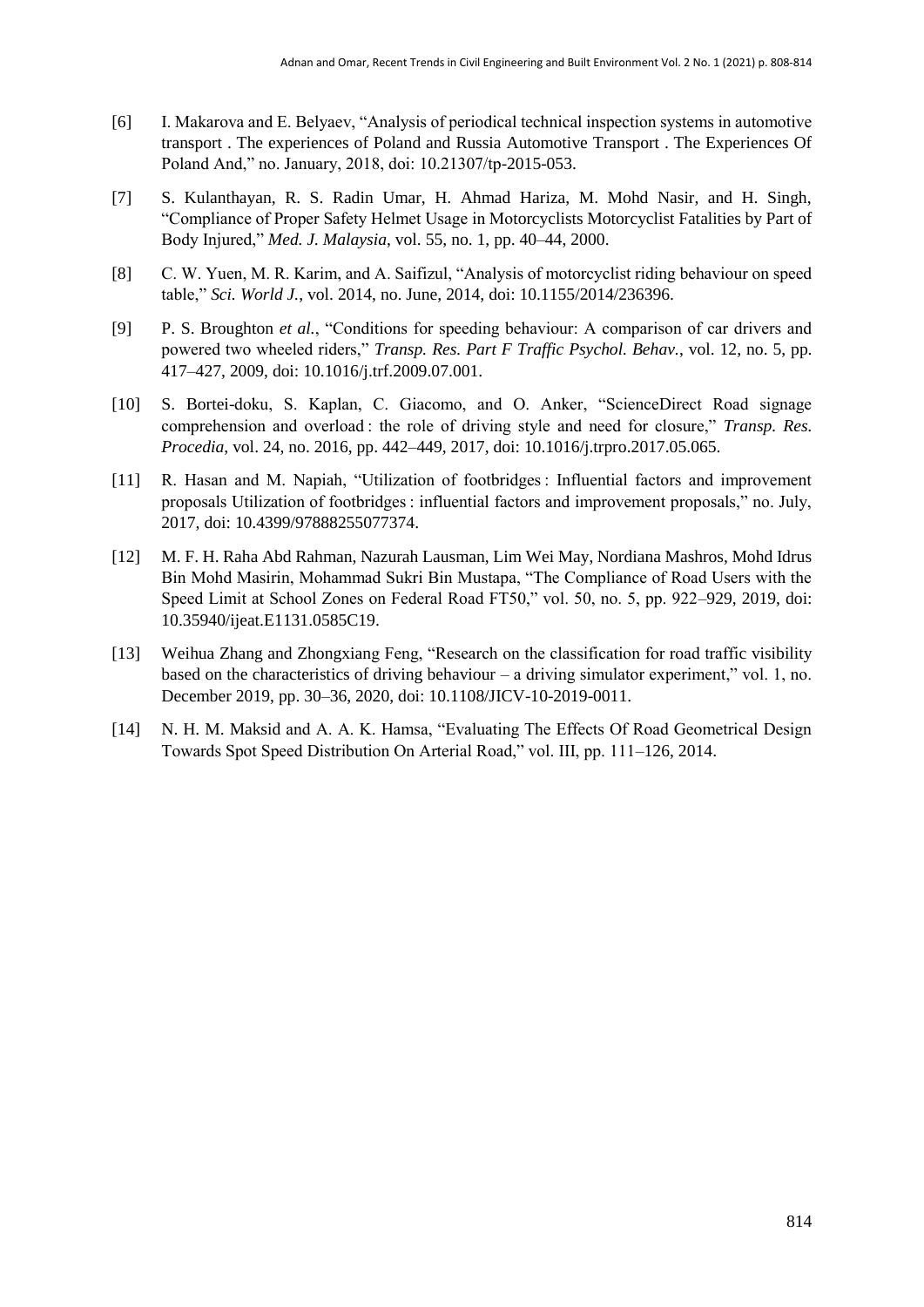[6] I. Makarova and E. Belyaev, “Analysis of periodical technical inspection systems in automotive transport . The experiences of Poland and Russia Automotive Transport . The Experiences Of Poland And,” no. January, 2018, doi: 10.21307/tp-2015-053.

[7] S. Kulanthayan, R. S. Radin Umar, H. Ahmad Hariza, M. Mohd Nasir, and H. Singh, “Compliance of Proper Safety Helmet Usage in Motorcyclists Motorcyclist Fatalities by Part of Body Injured,” *Med. J. Malaysia*, vol. 55, no. 1, pp. 40–44, 2000.

[8] C. W. Yuen, M. R. Karim, and A. Saifizul, “Analysis of motorcyclist riding behaviour on speed table,” *Sci. World J.*, vol. 2014, no. June, 2014, doi: 10.1155/2014/236396.

[9] P. S. Broughton *et al.*, “Conditions for speeding behaviour: A comparison of car drivers and powered two wheeled riders,” *Transp. Res. Part F Traffic Psychol. Behav.*, vol. 12, no. 5, pp. 417–427, 2009, doi: 10.1016/j.trf.2009.07.001.

[10] S. Bortei-doku, S. Kaplan, C. Giacomo, and O. Anker, “ScienceDirect Road signage comprehension and overload : the role of driving style and need for closure,” *Transp. Res. Procedia*, vol. 24, no. 2016, pp. 442–449, 2017, doi: 10.1016/j.trpro.2017.05.065.

[11] R. Hasan and M. Napiah, “Utilization of footbridges : Influential factors and improvement proposals Utilization of footbridges : influential factors and improvement proposals,” no. July, 2017, doi: 10.4399/97888255077374.

[12] M. F. H. Raha Abd Rahman, Nazurah Lausman, Lim Wei May, Nordiana Mashros, Mohd Idrus Bin Mohd Masirin, Mohammad Sukri Bin Mustapa, “The Compliance of Road Users with the Speed Limit at School Zones on Federal Road FT50,” vol. 50, no. 5, pp. 922–929, 2019, doi: 10.35940/ijeat.E1131.0585C19.

[13] Weihua Zhang and Zhongxiang Feng, “Research on the classification for road traffic visibility based on the characteristics of driving behaviour – a driving simulator experiment,” vol. 1, no. December 2019, pp. 30–36, 2020, doi: 10.1108/JICV-10-2019-0011.

[14] N. H. M. Maksid and A. A. K. Hamsa, “Evaluating The Effects Of Road Geometrical Design Towards Spot Speed Distribution On Arterial Road,” vol. III, pp. 111–126, 2014.